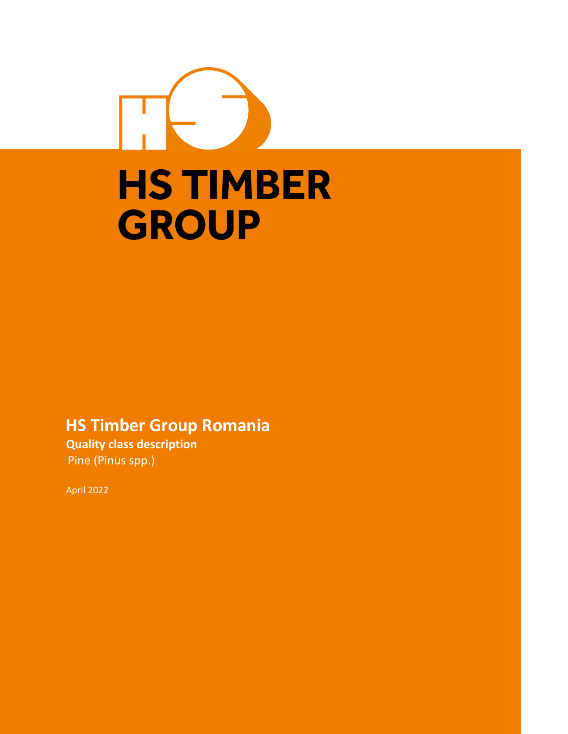# HS TIMBER GROUP

## HS Timber Group Romania

**Quality class description**

Pine (Pinus spp.)

April 2022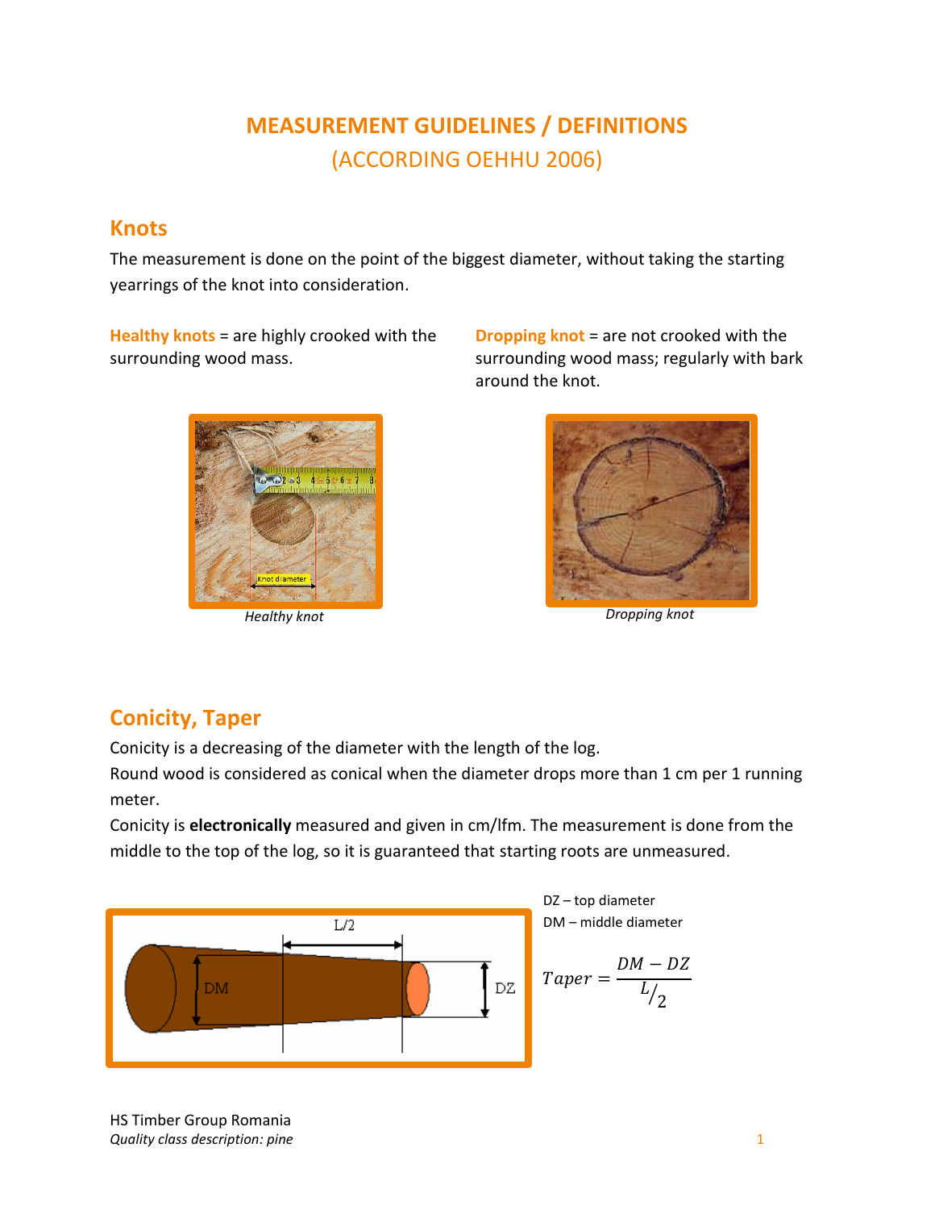# MEASUREMENT GUIDELINES / DEFINITIONS
(ACCORDING OEHHU 2006)

## Knots

The measurement is done on the point of the biggest diameter, without taking the starting yearrings of the knot into consideration.

**Healthy knots** = are highly crooked with the surrounding wood mass.

**Dropping knot** = are not crooked with the surrounding wood mass; regularly with bark around the knot.

*Healthy knot*

*Dropping knot*

## Conicity, Taper

Conicity is a decreasing of the diameter with the length of the log.
Round wood is considered as conical when the diameter drops more than 1 cm per 1 running meter.
Conicity is **electronically** measured and given in cm/lfm. The measurement is done from the middle to the top of the log, so it is guaranteed that starting roots are unmeasured.

DZ – top diameter
DM – middle diameter

$$Taper = \frac{DM - DZ}{L/2}$$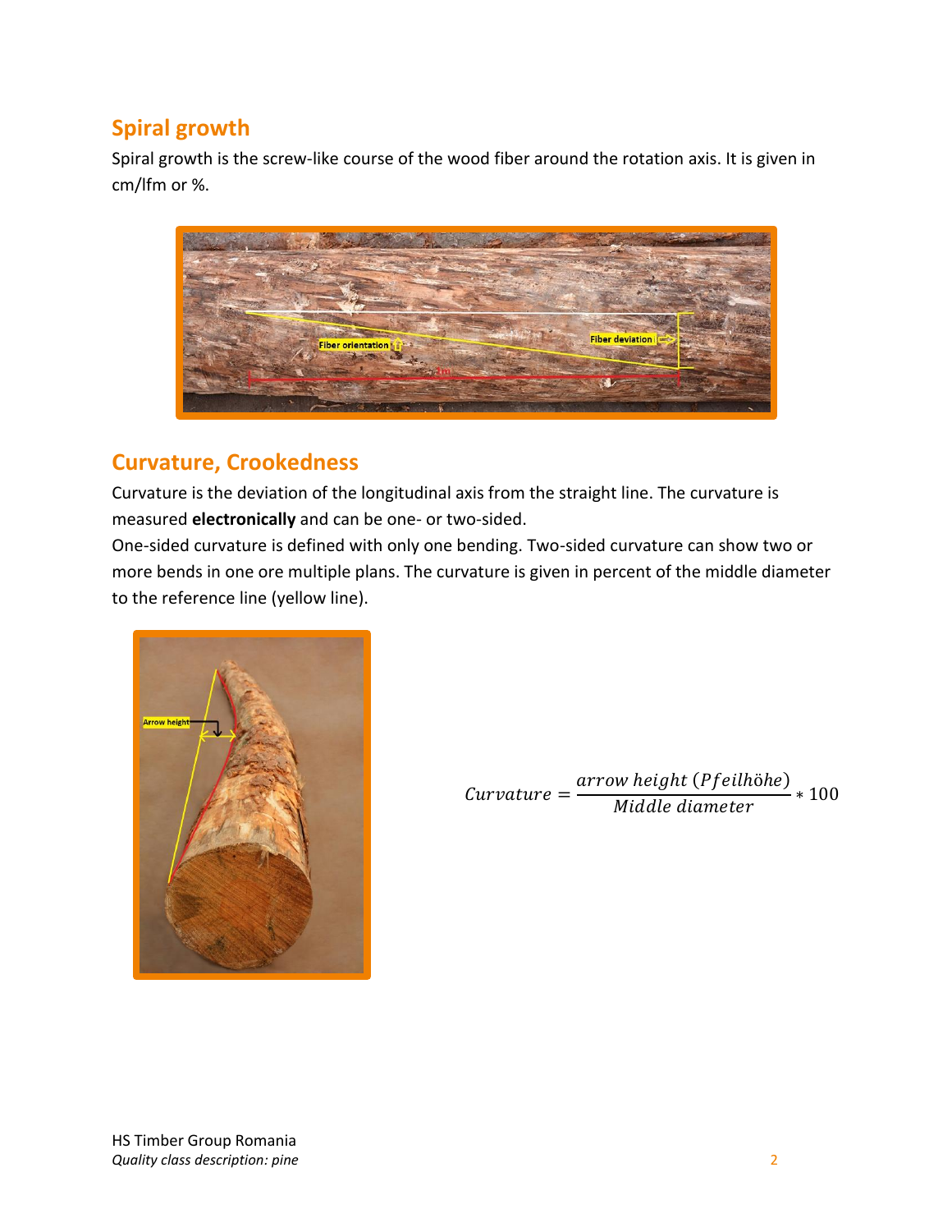## Spiral growth

Spiral growth is the screw-like course of the wood fiber around the rotation axis. It is given in cm/lfm or %.

## Curvature, Crookedness

Curvature is the deviation of the longitudinal axis from the straight line. The curvature is measured **electronically** and can be one- or two-sided.

One-sided curvature is defined with only one bending. Two-sided curvature can show two or more bends in one ore multiple plans. The curvature is given in percent of the middle diameter to the reference line (yellow line).

$$Curvature = \frac{arrow\ height\ (Pfeilhöhe)}{Middle\ diameter} * 100$$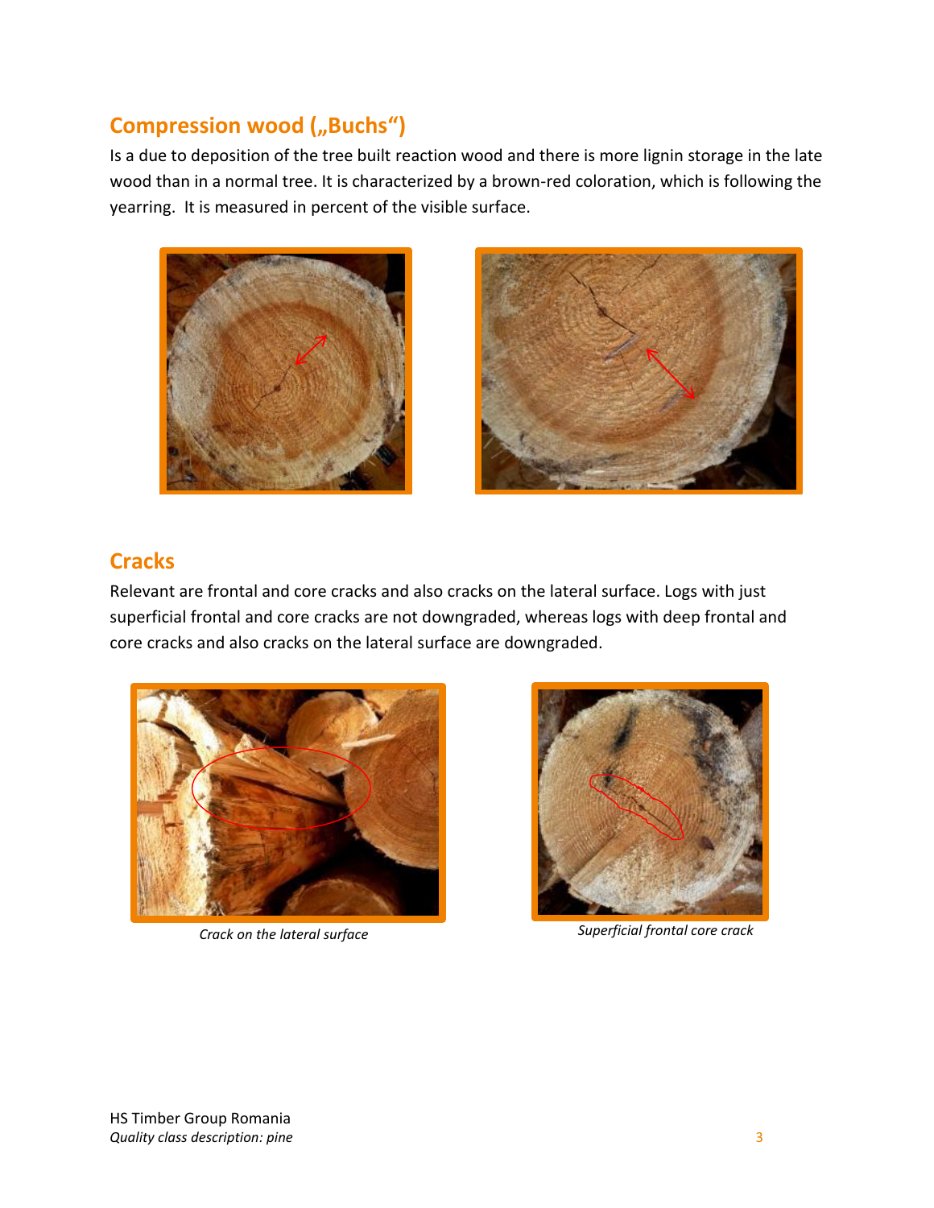## Compression wood („Buchs“)

Is a due to deposition of the tree built reaction wood and there is more lignin storage in the late wood than in a normal tree. It is characterized by a brown-red coloration, which is following the yearring. It is measured in percent of the visible surface.

## Cracks

Relevant are frontal and core cracks and also cracks on the lateral surface. Logs with just superficial frontal and core cracks are not downgraded, whereas logs with deep frontal and core cracks and also cracks on the lateral surface are downgraded.

*Crack on the lateral surface*

*Superficial frontal core crack*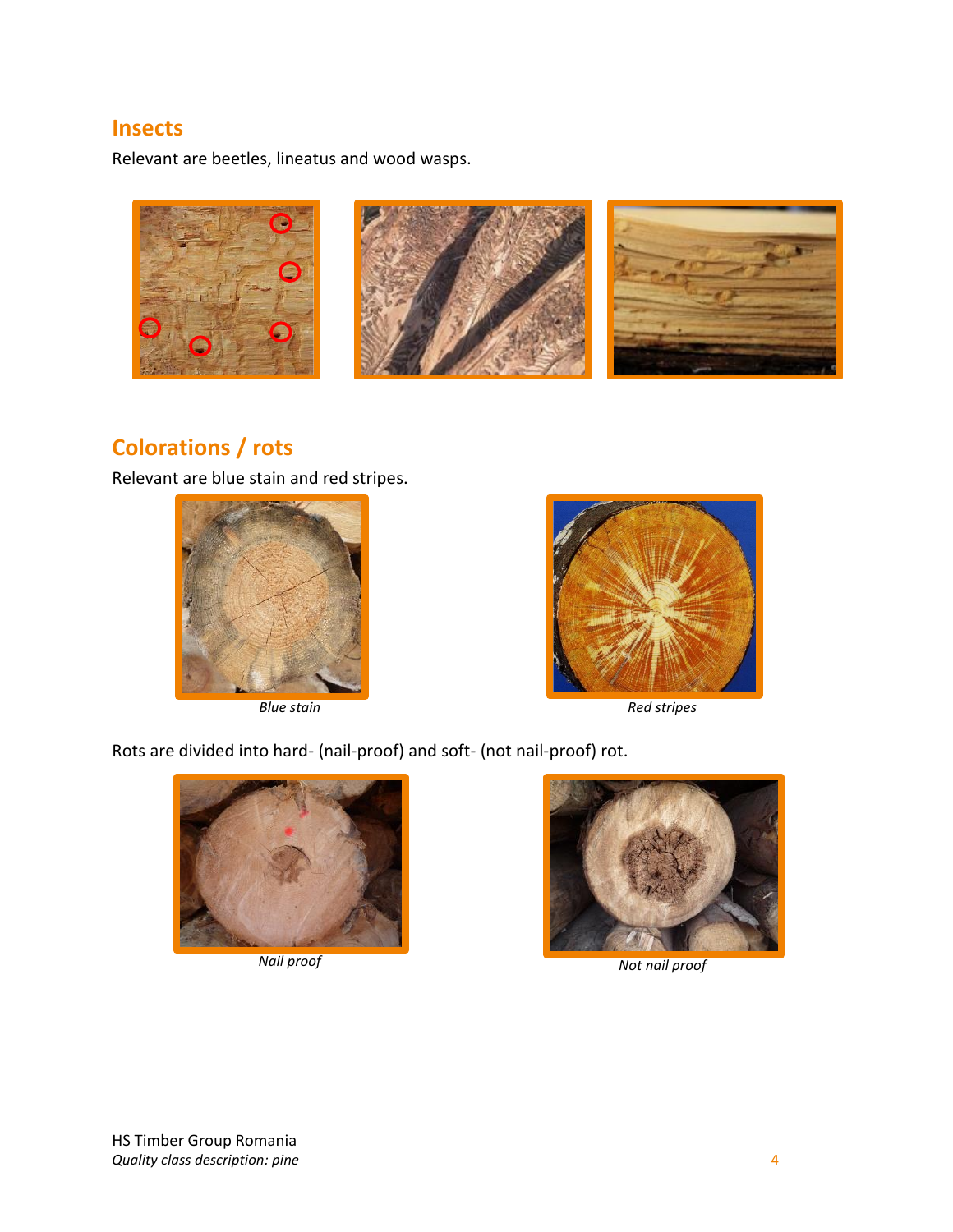## Insects

Relevant are beetles, lineatus and wood wasps.

## Colorations / rots

Relevant are blue stain and red stripes.

*Blue stain*

*Red stripes*

Rots are divided into hard- (nail-proof) and soft- (not nail-proof) rot.

*Nail proof*

*Not nail proof*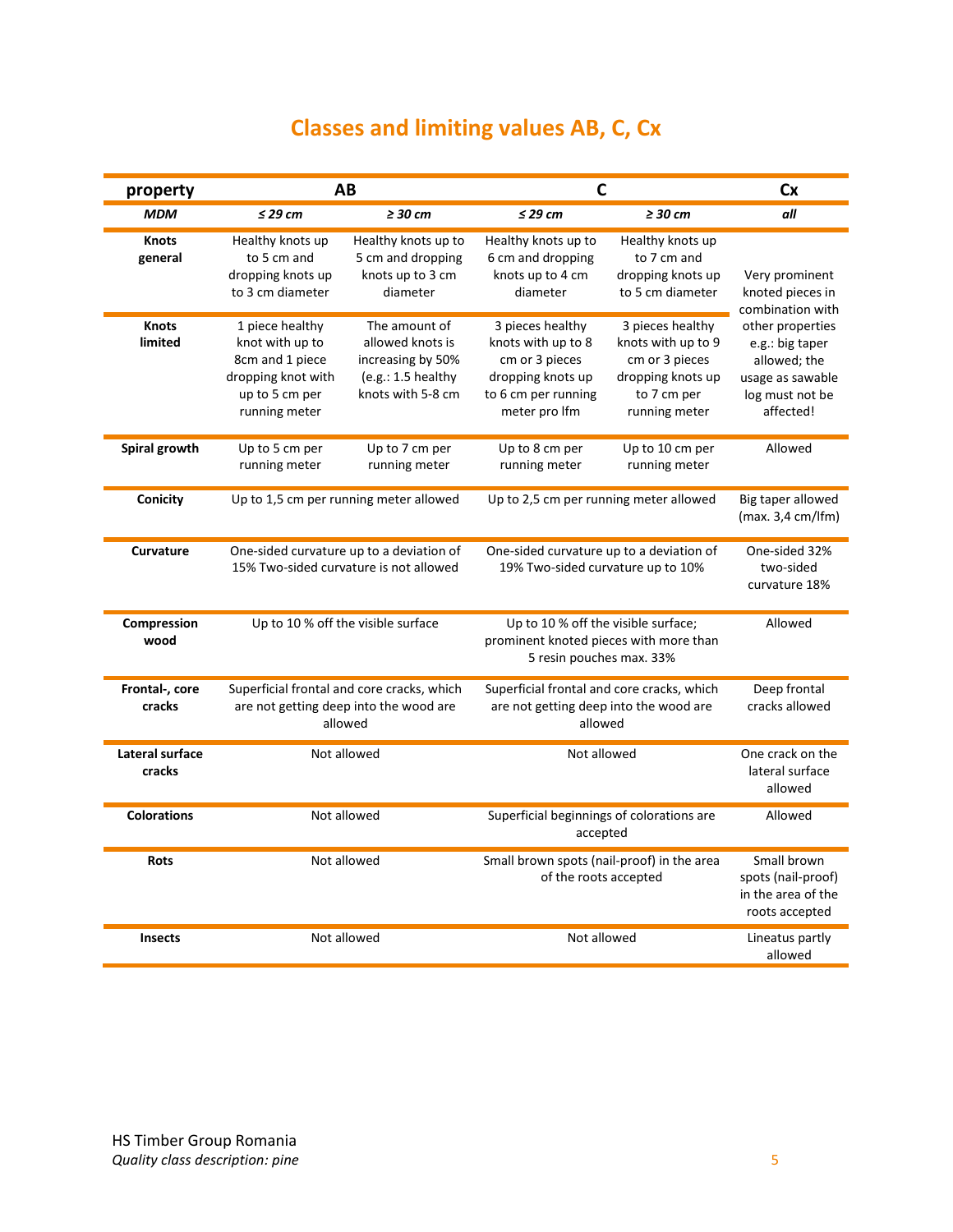# Classes and limiting values AB, C, Cx

| property | AB | | C | | Cx |
|---|---|---|---|---|---|
| *MDM* | *≤ 29 cm* | *≥ 30 cm* | *≤ 29 cm* | *≥ 30 cm* | *all* |
| **Knots general** | Healthy knots up to 5 cm and dropping knots up to 3 cm diameter | Healthy knots up to 5 cm and dropping knots up to 3 cm diameter | Healthy knots up to 6 cm and dropping knots up to 4 cm diameter | Healthy knots up to 7 cm and dropping knots up to 5 cm diameter | Very prominent knoted pieces in combination with other properties e.g.: big taper allowed; the usage as sawable log must not be affected! |
| **Knots limited** | 1 piece healthy knot with up to 8cm and 1 piece dropping knot with up to 5 cm per running meter | The amount of allowed knots is increasing by 50% (e.g.: 1.5 healthy knots with 5-8 cm | 3 pieces healthy knots with up to 8 cm or 3 pieces dropping knots up to 6 cm per running meter pro lfm | 3 pieces healthy knots with up to 9 cm or 3 pieces dropping knots up to 7 cm per running meter | |
| **Spiral growth** | Up to 5 cm per running meter | Up to 7 cm per running meter | Up to 8 cm per running meter | Up to 10 cm per running meter | Allowed |
| **Conicity** | Up to 1,5 cm per running meter allowed | | Up to 2,5 cm per running meter allowed | | Big taper allowed (max. 3,4 cm/lfm) |
| **Curvature** | One-sided curvature up to a deviation of 15% Two-sided curvature is not allowed | | One-sided curvature up to a deviation of 19% Two-sided curvature up to 10% | | One-sided 32% two-sided curvature 18% |
| **Compression wood** | Up to 10 % off the visible surface | | Up to 10 % off the visible surface; prominent knoted pieces with more than 5 resin pouches max. 33% | | Allowed |
| **Frontal-, core cracks** | Superficial frontal and core cracks, which are not getting deep into the wood are allowed | | Superficial frontal and core cracks, which are not getting deep into the wood are allowed | | Deep frontal cracks allowed |
| **Lateral surface cracks** | Not allowed | | Not allowed | | One crack on the lateral surface allowed |
| **Colorations** | Not allowed | | Superficial beginnings of colorations are accepted | | Allowed |
| **Rots** | Not allowed | | Small brown spots (nail-proof) in the area of the roots accepted | | Small brown spots (nail-proof) in the area of the roots accepted |
| **Insects** | Not allowed | | Not allowed | | Lineatus partly allowed |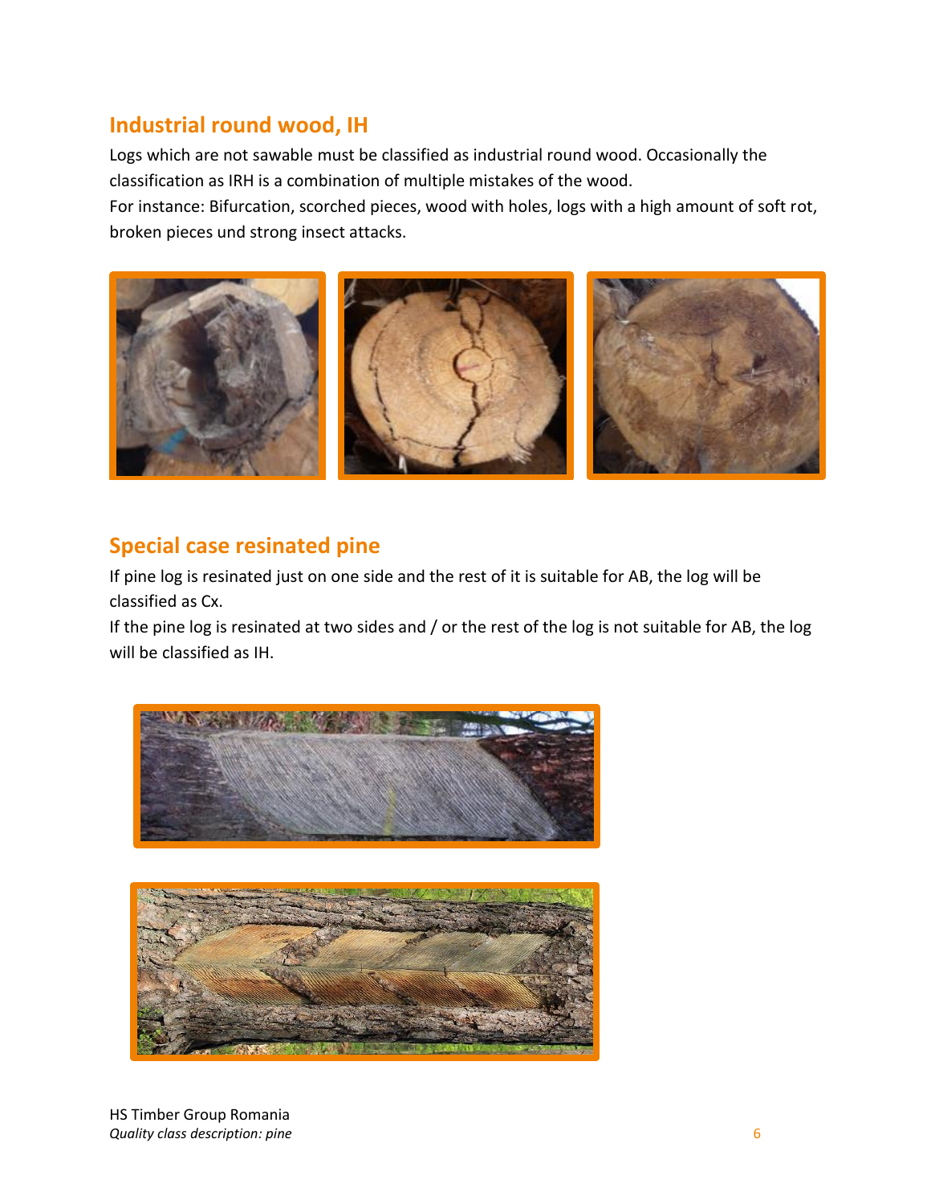## Industrial round wood, IH

Logs which are not sawable must be classified as industrial round wood. Occasionally the classification as IRH is a combination of multiple mistakes of the wood.
For instance: Bifurcation, scorched pieces, wood with holes, logs with a high amount of soft rot, broken pieces und strong insect attacks.

## Special case resinated pine

If pine log is resinated just on one side and the rest of it is suitable for AB, the log will be classified as Cx.
If the pine log is resinated at two sides and / or the rest of the log is not suitable for AB, the log will be classified as IH.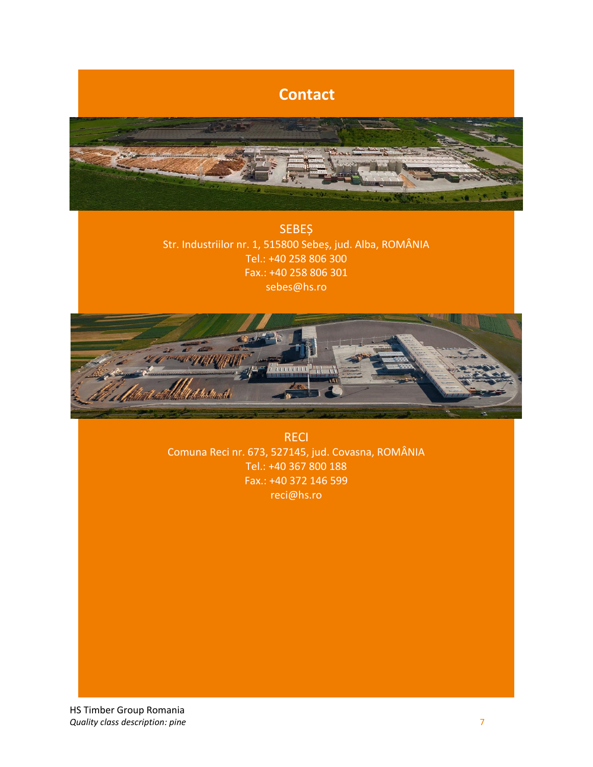# Contact

SEBEȘ
Str. Industriilor nr. 1, 515800 Sebeș, jud. Alba, ROMÂNIA
Tel.: +40 258 806 300
Fax.: +40 258 806 301
sebes@hs.ro

RECI
Comuna Reci nr. 673, 527145, jud. Covasna, ROMÂNIA
Tel.: +40 367 800 188
Fax.: +40 372 146 599
reci@hs.ro